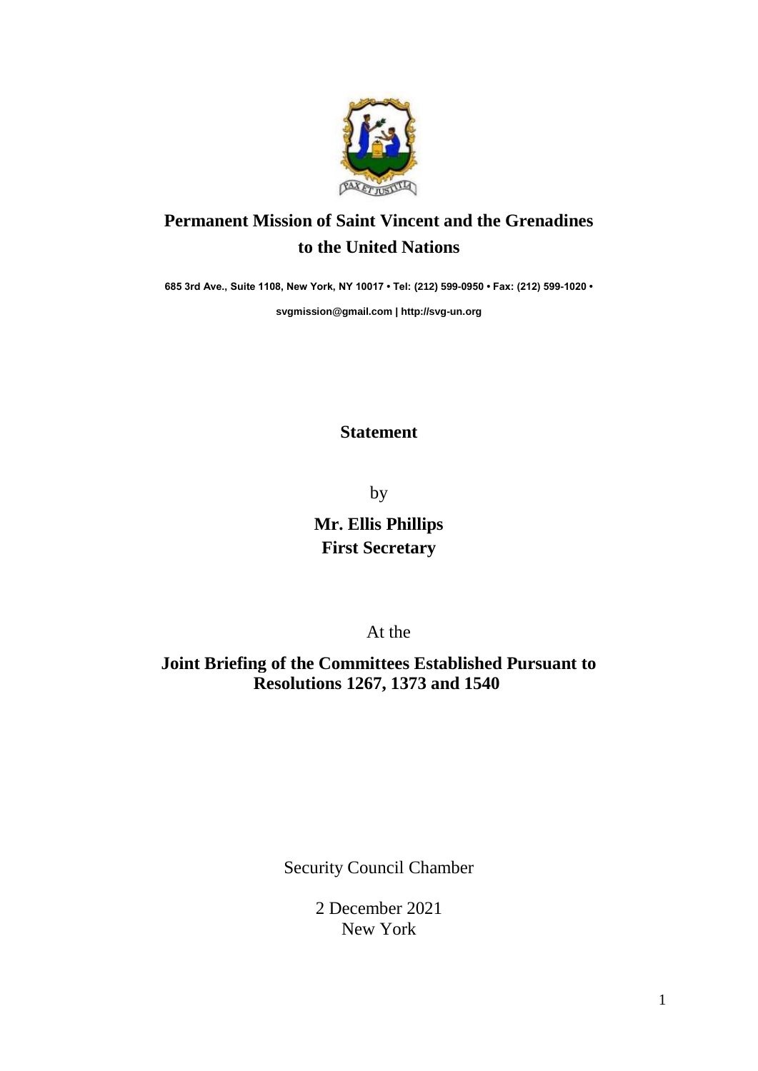**Permanent Mission of Saint Vincent and the Grenadines to the United Nations**

685 3rd Ave., Suite 1108, New York, NY 10017 • Tel: (212) 599-0950 • Fax: (212) 599-1020 •

svgmission@gmail.com | http://svg-un.org

**Statement**

by

**Mr. Ellis Phillips**
**First Secretary**

At the

**Joint Briefing of the Committees Established Pursuant to Resolutions 1267, 1373 and 1540**

Security Council Chamber

2 December 2021
New York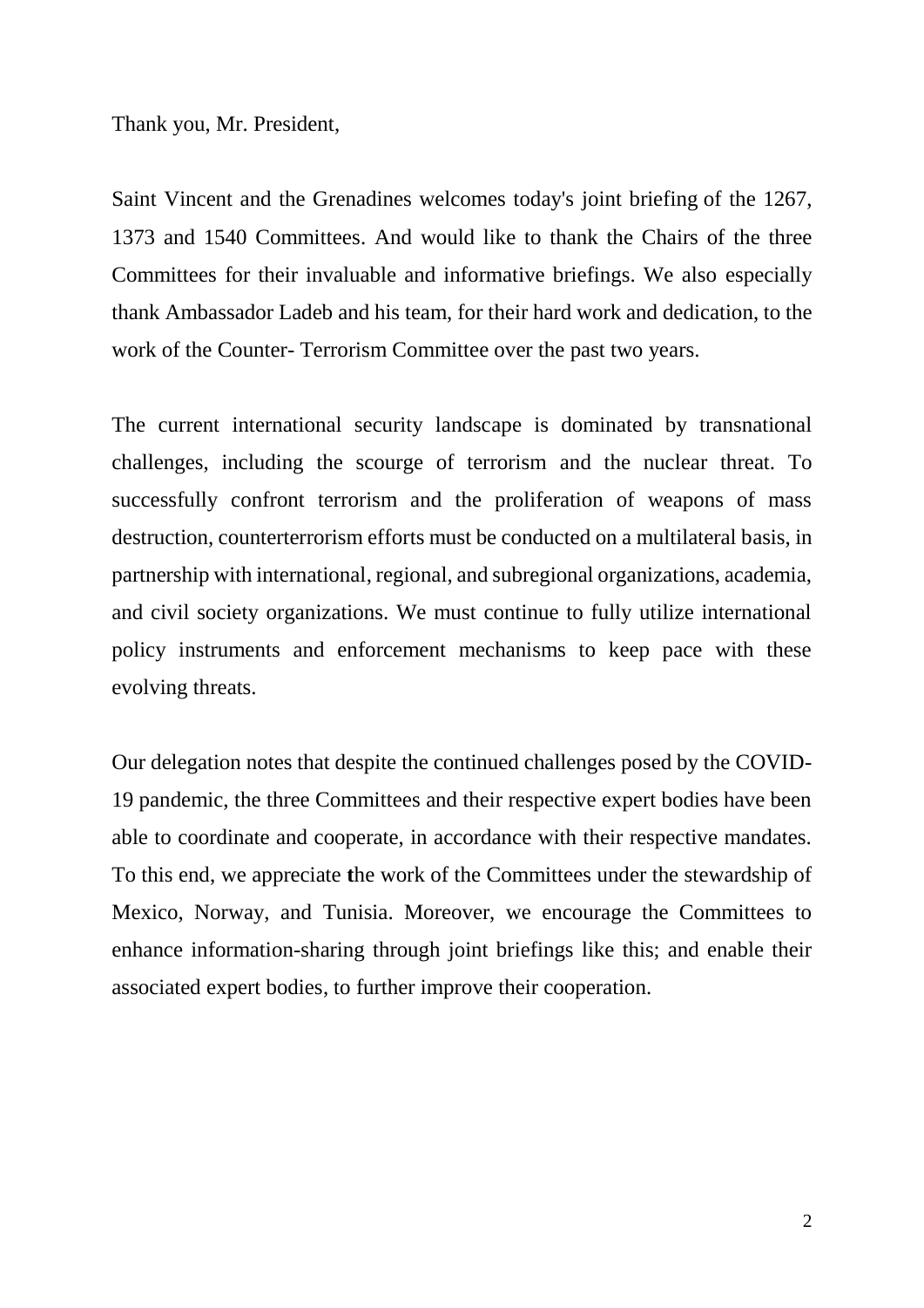Thank you, Mr. President,

Saint Vincent and the Grenadines welcomes today's joint briefing of the 1267, 1373 and 1540 Committees. And would like to thank the Chairs of the three Committees for their invaluable and informative briefings. We also especially thank Ambassador Ladeb and his team, for their hard work and dedication, to the work of the Counter- Terrorism Committee over the past two years.

The current international security landscape is dominated by transnational challenges, including the scourge of terrorism and the nuclear threat. To successfully confront terrorism and the proliferation of weapons of mass destruction, counterterrorism efforts must be conducted on a multilateral basis, in partnership with international, regional, and subregional organizations, academia, and civil society organizations. We must continue to fully utilize international policy instruments and enforcement mechanisms to keep pace with these evolving threats.

Our delegation notes that despite the continued challenges posed by the COVID-19 pandemic, the three Committees and their respective expert bodies have been able to coordinate and cooperate, in accordance with their respective mandates. To this end, we appreciate the work of the Committees under the stewardship of Mexico, Norway, and Tunisia. Moreover, we encourage the Committees to enhance information-sharing through joint briefings like this; and enable their associated expert bodies, to further improve their cooperation.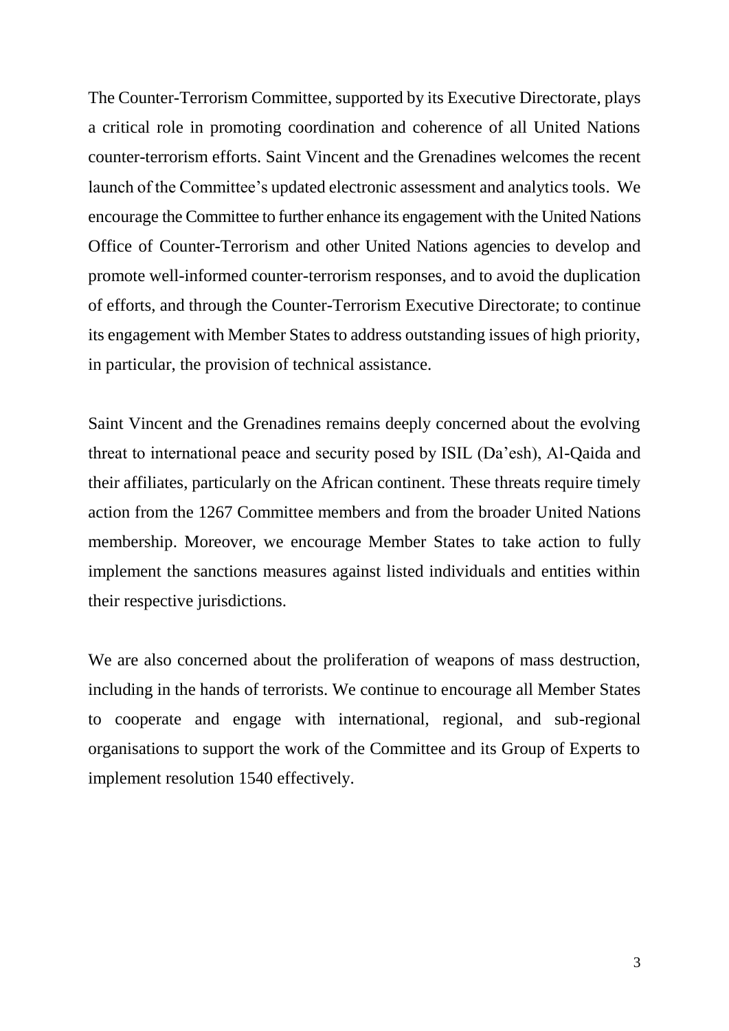The Counter-Terrorism Committee, supported by its Executive Directorate, plays a critical role in promoting coordination and coherence of all United Nations counter-terrorism efforts. Saint Vincent and the Grenadines welcomes the recent launch of the Committee's updated electronic assessment and analytics tools. We encourage the Committee to further enhance its engagement with the United Nations Office of Counter-Terrorism and other United Nations agencies to develop and promote well-informed counter-terrorism responses, and to avoid the duplication of efforts, and through the Counter-Terrorism Executive Directorate; to continue its engagement with Member States to address outstanding issues of high priority, in particular, the provision of technical assistance.

Saint Vincent and the Grenadines remains deeply concerned about the evolving threat to international peace and security posed by ISIL (Da'esh), Al-Qaida and their affiliates, particularly on the African continent. These threats require timely action from the 1267 Committee members and from the broader United Nations membership. Moreover, we encourage Member States to take action to fully implement the sanctions measures against listed individuals and entities within their respective jurisdictions.

We are also concerned about the proliferation of weapons of mass destruction, including in the hands of terrorists. We continue to encourage all Member States to cooperate and engage with international, regional, and sub-regional organisations to support the work of the Committee and its Group of Experts to implement resolution 1540 effectively.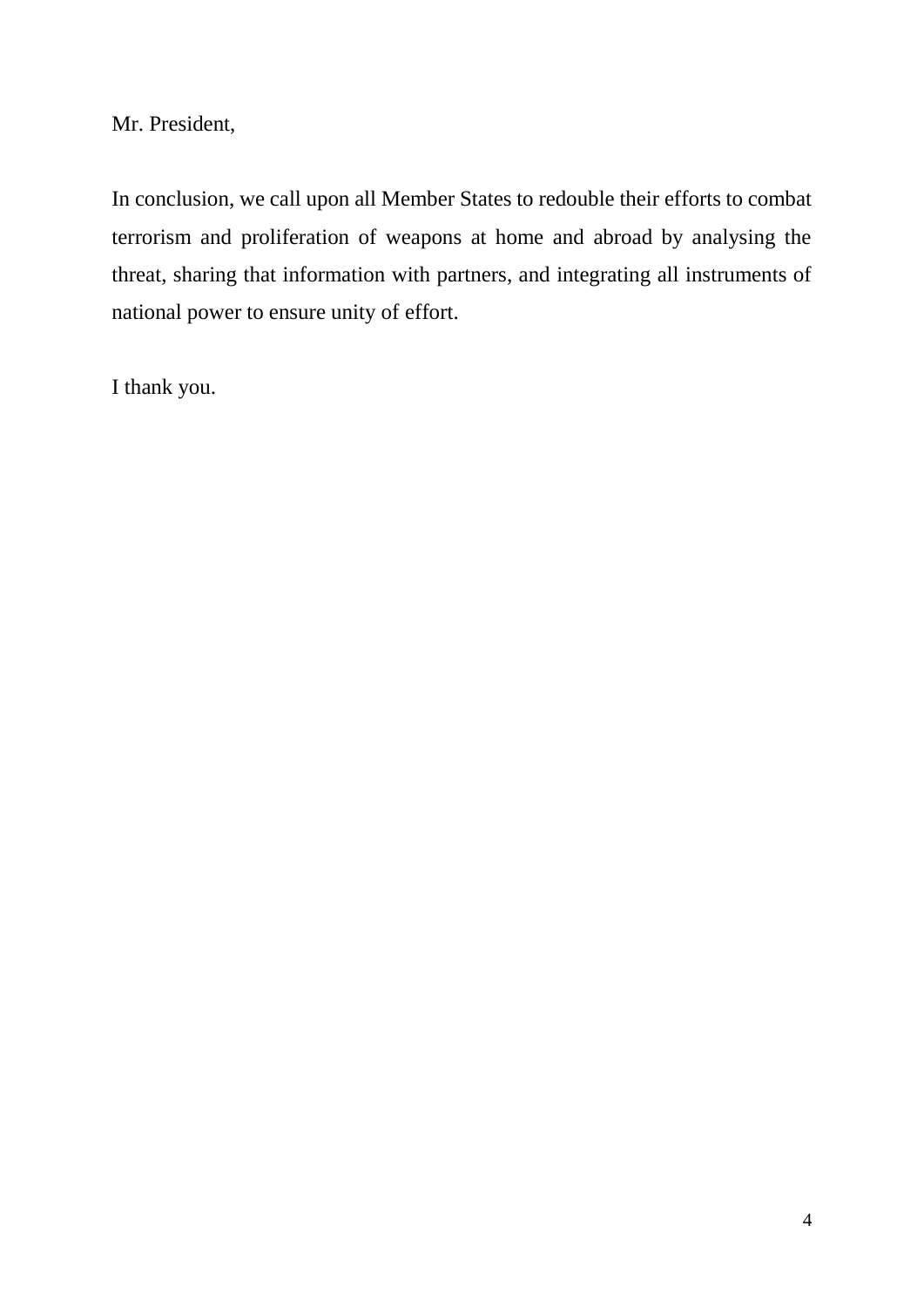Mr. President,

In conclusion, we call upon all Member States to redouble their efforts to combat terrorism and proliferation of weapons at home and abroad by analysing the threat, sharing that information with partners, and integrating all instruments of national power to ensure unity of effort.

I thank you.